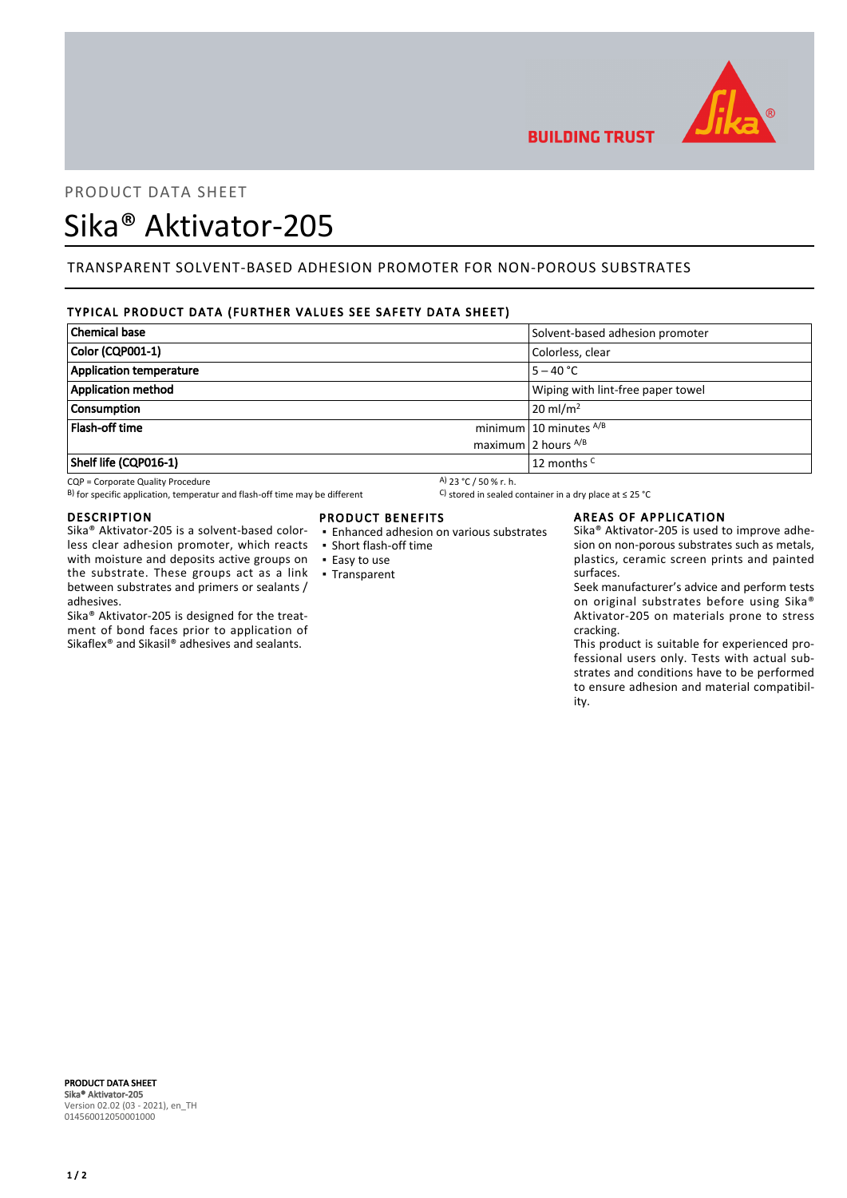BUILDING TRUST

PRODUCT DATA SHEET

# Sika® Aktivator-205

## TRANSPARENT SOLVENT-BASED ADHESION PROMOTER FOR NON-POROUS SUBSTRATES

### TYPICAL PRODUCT DATA (FURTHER VALUES SEE SAFETY DATA SHEET)

| | | |
|---|---|---|
| **Chemical base** | | Solvent-based adhesion promoter |
| **Color (CQP001-1)** | | Colorless, clear |
| **Application temperature** | | 5 – 40 °C |
| **Application method** | | Wiping with lint-free paper towel |
| **Consumption** | | 20 ml/m² |
| **Flash-off time** | minimum | 10 minutes A/B |
| | maximum | 2 hours A/B |
| **Shelf life (CQP016-1)** | | 12 months C |

CQP = Corporate Quality Procedure
A) 23 °C / 50 % r. h.
B) for specific application, temperatur and flash-off time may be different
C) stored in sealed container in a dry place at ≤ 25 °C

### DESCRIPTION

Sika® Aktivator-205 is a solvent-based colorless clear adhesion promoter, which reacts with moisture and deposits active groups on the substrate. These groups act as a link between substrates and primers or sealants / adhesives.

Sika® Aktivator-205 is designed for the treatment of bond faces prior to application of Sikaflex® and Sikasil® adhesives and sealants.

### PRODUCT BENEFITS

- Enhanced adhesion on various substrates
- Short flash-off time
- Easy to use
- Transparent

### AREAS OF APPLICATION

Sika® Aktivator-205 is used to improve adhesion on non-porous substrates such as metals, plastics, ceramic screen prints and painted surfaces.

Seek manufacturer's advice and perform tests on original substrates before using Sika® Aktivator-205 on materials prone to stress cracking.

This product is suitable for experienced professional users only. Tests with actual substrates and conditions have to be performed to ensure adhesion and material compatibility.

**PRODUCT DATA SHEET**
**Sika® Aktivator-205**
Version 02.02 (03 - 2021), en_TH
014560012050001000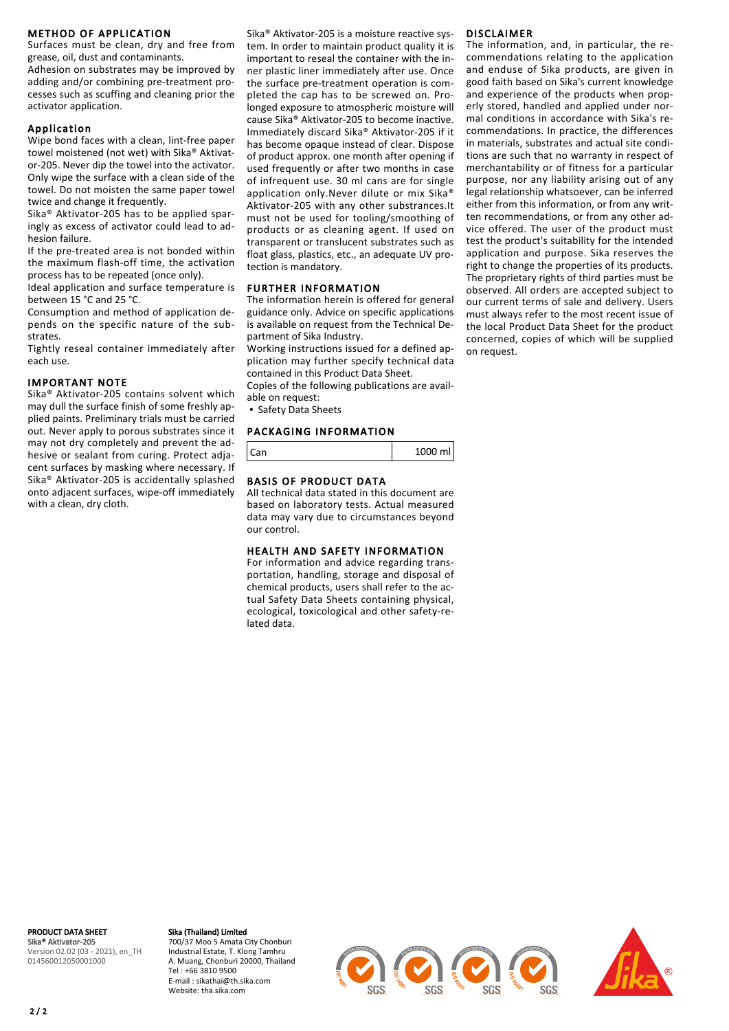## METHOD OF APPLICATION

Surfaces must be clean, dry and free from grease, oil, dust and contaminants.

Adhesion on substrates may be improved by adding and/or combining pre-treatment processes such as scuffing and cleaning prior the activator application.

### Application

Wipe bond faces with a clean, lint-free paper towel moistened (not wet) with Sika® Aktivator-205. Never dip the towel into the activator. Only wipe the surface with a clean side of the towel. Do not moisten the same paper towel twice and change it frequently.

Sika® Aktivator-205 has to be applied sparingly as excess of activator could lead to adhesion failure.

If the pre-treated area is not bonded within the maximum flash-off time, the activation process has to be repeated (once only).

Ideal application and surface temperature is between 15 °C and 25 °C.

Consumption and method of application depends on the specific nature of the substrates.

Tightly reseal container immediately after each use.

## IMPORTANT NOTE

Sika® Aktivator-205 contains solvent which may dull the surface finish of some freshly applied paints. Preliminary trials must be carried out. Never apply to porous substrates since it may not dry completely and prevent the adhesive or sealant from curing. Protect adjacent surfaces by masking where necessary. If Sika® Aktivator-205 is accidentally splashed onto adjacent surfaces, wipe-off immediately with a clean, dry cloth.

Sika® Aktivator-205 is a moisture reactive system. In order to maintain product quality it is important to reseal the container with the inner plastic liner immediately after use. Once the surface pre-treatment operation is completed the cap has to be screwed on. Prolonged exposure to atmospheric moisture will cause Sika® Aktivator-205 to become inactive. Immediately discard Sika® Aktivator-205 if it has become opaque instead of clear. Dispose of product approx. one month after opening if used frequently or after two months in case of infrequent use. 30 ml cans are for single application only.Never dilute or mix Sika® Aktivator-205 with any other substances.It must not be used for tooling/smoothing of products or as cleaning agent. If used on transparent or translucent substrates such as float glass, plastics, etc., an adequate UV protection is mandatory.

## FURTHER INFORMATION

The information herein is offered for general guidance only. Advice on specific applications is available on request from the Technical Department of Sika Industry.

Working instructions issued for a defined application may further specify technical data contained in this Product Data Sheet.

Copies of the following publications are available on request:

- Safety Data Sheets

## PACKAGING INFORMATION

| | |
|---|---|
| Can | 1000 ml |

## BASIS OF PRODUCT DATA

All technical data stated in this document are based on laboratory tests. Actual measured data may vary due to circumstances beyond our control.

## HEALTH AND SAFETY INFORMATION

For information and advice regarding transportation, handling, storage and disposal of chemical products, users shall refer to the actual Safety Data Sheets containing physical, ecological, toxicological and other safety-related data.

## DISCLAIMER

The information, and, in particular, the recommendations relating to the application and enduse of Sika products, are given in good faith based on Sika's current knowledge and experience of the products when properly stored, handled and applied under normal conditions in accordance with Sika's recommendations. In practice, the differences in materials, substrates and actual site conditions are such that no warranty in respect of merchantability or of fitness for a particular purpose, nor any liability arising out of any legal relationship whatsoever, can be inferred either from this information, or from any written recommendations, or from any other advice offered. The user of the product must test the product's suitability for the intended application and purpose. Sika reserves the right to change the properties of its products. The proprietary rights of third parties must be observed. All orders are accepted subject to our current terms of sale and delivery. Users must always refer to the most recent issue of the local Product Data Sheet for the product concerned, copies of which will be supplied on request.

**PRODUCT DATA SHEET**
**Sika® Aktivator-205**
Version 02.02 (03 - 2021), en_TH
014560012050001000

**Sika (Thailand) Limited**
700/37 Moo 5 Amata City Chonburi
Industrial Estate, T. Klong Tamhru
A. Muang, Chonburi 20000, Thailand
Tel : +66 3810 9500
E-mail : sikathai@th.sika.com
Website: tha.sika.com